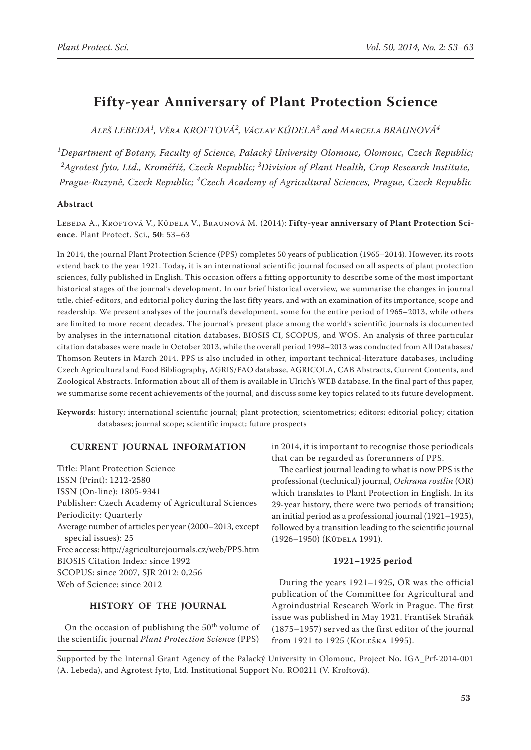# Fifty-year Anniversary of Plant Protection Science

*Aleš LEBEDA[1], Věra KROFTOVÁ[2], Václav KŮDELA[3] and Marcela BRAUNOVÁ[4]*

*[1]Department of Botany, Faculty of Science, Palacký University Olomouc, Olomouc, Czech Republic; [2]Agrotest fyto, Ltd., Kroměříž, Czech Republic; [3]Division of Plant Health, Crop Research Institute, Prague-Ruzyně, Czech Republic; [4]Czech Academy of Agricultural Sciences, Prague, Czech Republic*

**Abstract**

Lebeda A., Kroftová V., Kůdela V., Braunová M. (2014): **Fifty-year anniversary of Plant Protection Science**. Plant Protect. Sci., **50**: 53–63

In 2014, the journal Plant Protection Science (PPS) completes 50 years of publication (1965–2014). However, its roots extend back to the year 1921. Today, it is an international scientific journal focused on all aspects of plant protection sciences, fully published in English. This occasion offers a fitting opportunity to describe some of the most important historical stages of the journal's development. In our brief historical overview, we summarise the changes in journal title, chief-editors, and editorial policy during the last fifty years, and with an examination of its importance, scope and readership. We present analyses of the journal's development, some for the entire period of 1965–2013, while others are limited to more recent decades. The journal's present place among the world's scientific journals is documented by analyses in the international citation databases, BIOSIS CI, SCOPUS, and WOS. An analysis of three particular citation databases were made in October 2013, while the overall period 1998–2013 was conducted from All Databases/ Thomson Reuters in March 2014. PPS is also included in other, important technical-literature databases, including Czech Agricultural and Food Bibliography, AGRIS/FAO database, AGRICOLA, CAB Abstracts, Current Contents, and Zoological Abstracts. Information about all of them is available in Ulrich's WEB database. In the final part of this paper, we summarise some recent achievements of the journal, and discuss some key topics related to its future development.

**Keywords**: history; international scientific journal; plant protection; scientometrics; editors; editorial policy; citation databases; journal scope; scientific impact; future prospects

## CURRENT JOURNAL INFORMATION

Title: Plant Protection Science
ISSN (Print): 1212-2580
ISSN (On-line): 1805-9341
Publisher: Czech Academy of Agricultural Sciences
Periodicity: Quarterly
Average number of articles per year (2000–2013, except special issues): 25
Free access: http://agriculturejournals.cz/web/PPS.htm
BIOSIS Citation Index: since 1992
SCOPUS: since 2007, SJR 2012: 0,256
Web of Science: since 2012

## HISTORY OF THE JOURNAL

On the occasion of publishing the 50[th] volume of the scientific journal *Plant Protection Science* (PPS) in 2014, it is important to recognise those periodicals that can be regarded as forerunners of PPS.

The earliest journal leading to what is now PPS is the professional (technical) journal, *Ochrana rostlin* (OR) which translates to Plant Protection in English. In its 29-year history, there were two periods of transition; an initial period as a professional journal (1921–1925), followed by a transition leading to the scientific journal (1926–1950) (Kůdela 1991).

### 1921–1925 period

During the years 1921–1925, OR was the official publication of the Committee for Agricultural and Agroindustrial Research Work in Prague. The first issue was published in May 1921. František Straňák (1875–1957) served as the first editor of the journal from 1921 to 1925 (Koleška 1995).

Supported by the Internal Grant Agency of the Palacký University in Olomouc, Project No. IGA_Prf-2014-001 (A. Lebeda), and Agrotest fyto, Ltd. Institutional Support No. RO0211 (V. Kroftová).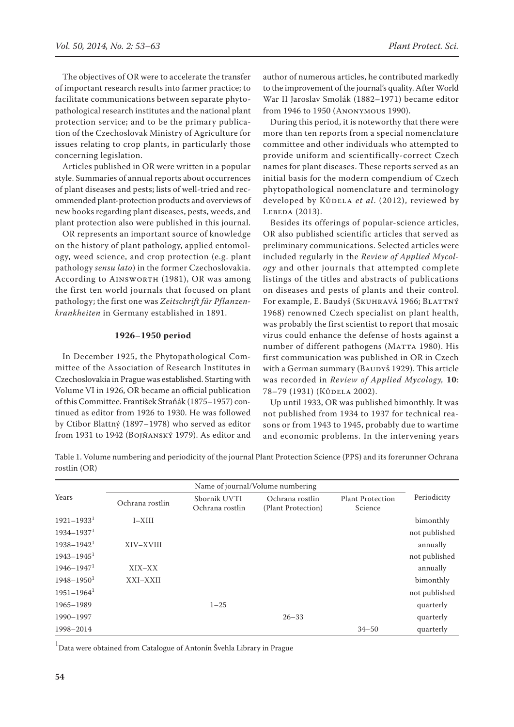The objectives of OR were to accelerate the transfer of important research results into farmer practice; to facilitate communications between separate phytopathological research institutes and the national plant protection service; and to be the primary publication of the Czechoslovak Ministry of Agriculture for issues relating to crop plants, in particularly those concerning legislation.

Articles published in OR were written in a popular style. Summaries of annual reports about occurrences of plant diseases and pests; lists of well-tried and recommended plant-protection products and overviews of new books regarding plant diseases, pests, weeds, and plant protection also were published in this journal.

OR represents an important source of knowledge on the history of plant pathology, applied entomology, weed science, and crop protection (e.g. plant pathology *sensu lato*) in the former Czechoslovakia. According to Ainsworth (1981), OR was among the first ten world journals that focused on plant pathology; the first one was *Zeitschrift für Pflanzenkrankheiten* in Germany established in 1891.

### 1926–1950 period

In December 1925, the Phytopathological Committee of the Association of Research Institutes in Czechoslovakia in Prague was established. Starting with Volume VI in 1926, OR became an official publication of this Committee. František Straňák (1875–1957) continued as editor from 1926 to 1930. He was followed by Ctibor Blattný (1897–1978) who served as editor from 1931 to 1942 (Bojňanský 1979). As editor and author of numerous articles, he contributed markedly to the improvement of the journal's quality. After World War II Jaroslav Smolák (1882–1971) became editor from 1946 to 1950 (Anonymous 1990).

During this period, it is noteworthy that there were more than ten reports from a special nomenclature committee and other individuals who attempted to provide uniform and scientifically-correct Czech names for plant diseases. These reports served as an initial basis for the modern compendium of Czech phytopathological nomenclature and terminology developed by Kůdela *et al*. (2012), reviewed by Lebeda (2013).

Besides its offerings of popular-science articles, OR also published scientific articles that served as preliminary communications. Selected articles were included regularly in the *Review of Applied Mycology* and other journals that attempted complete listings of the titles and abstracts of publications on diseases and pests of plants and their control. For example, E. Baudyš (Skuhravá 1966; Blattný 1968) renowned Czech specialist on plant health, was probably the first scientist to report that mosaic virus could enhance the defense of hosts against a number of different pathogens (Matta 1980). His first communication was published in OR in Czech with a German summary (Baudyš 1929). This article was recorded in *Review of Applied Mycology,* **10**: 78–79 (1931) (Kůdela 2002).

Up until 1933, OR was published bimonthly. It was not published from 1934 to 1937 for technical reasons or from 1943 to 1945, probably due to wartime and economic problems. In the intervening years

Table 1. Volume numbering and periodicity of the journal Plant Protection Science (PPS) and its forerunner Ochrana rostlin (OR)

| Years | Name of journal/Volume numbering | | | | Periodicity |
|---|---|---|---|---|---|
| | Ochrana rostlin | Sbornik UVTI Ochrana rostlin | Ochrana rostlin (Plant Protection) | Plant Protection Science | |
| 1921–1933[1] | I–XIII | | | | bimonthly |
| 1934–1937[1] | | | | | not published |
| 1938–1942[1] | XIV–XVIII | | | | annually |
| 1943–1945[1] | | | | | not published |
| 1946–1947[1] | XIX–XX | | | | annually |
| 1948–1950[1] | XXI–XXII | | | | bimonthly |
| 1951–1964[1] | | | | | not published |
| 1965–1989 | | 1–25 | | | quarterly |
| 1990–1997 | | | 26–33 | | quarterly |
| 1998–2014 | | | | 34–50 | quarterly |

[1]Data were obtained from Catalogue of Antonín Švehla Library in Prague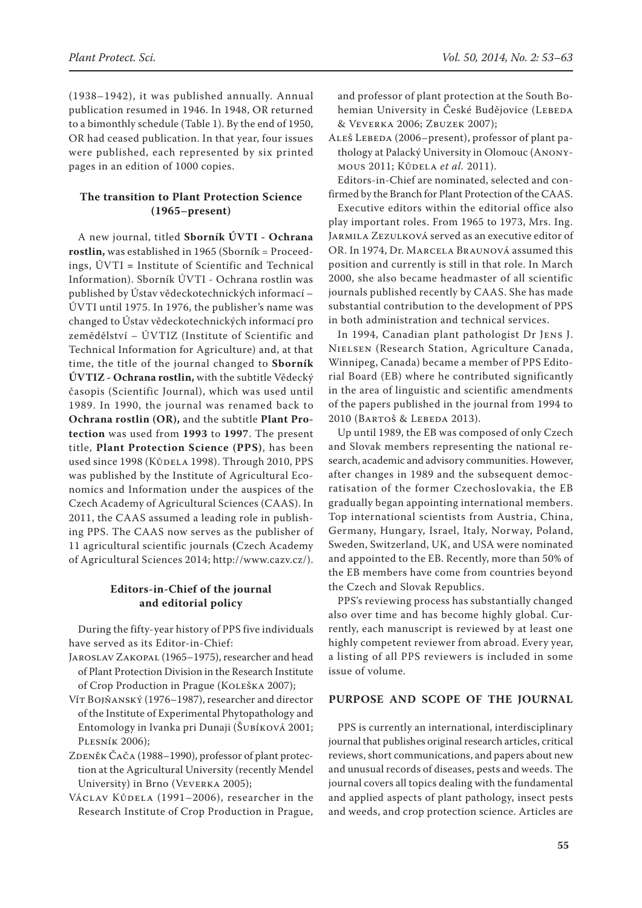(1938–1942), it was published annually. Annual publication resumed in 1946. In 1948, OR returned to a bimonthly schedule (Table 1). By the end of 1950, OR had ceased publication. In that year, four issues were published, each represented by six printed pages in an edition of 1000 copies.

### The transition to Plant Protection Science (1965–present)

A new journal, titled **Sborník ÚVTI - Ochrana rostlin,** was established in 1965 (Sborník = Proceedings, ÚVTI = Institute of Scientific and Technical Information). Sborník ÚVTI - Ochrana rostlin was published by Ústav vědeckotechnických informací – ÚVTI until 1975. In 1976, the publisher's name was changed to Ústav vědeckotechnických informací pro zemědělství – ÚVTIZ (Institute of Scientific and Technical Information for Agriculture) and, at that time, the title of the journal changed to **Sborník ÚVTIZ - Ochrana rostlin,** with the subtitle Vědecký časopis (Scientific Journal), which was used until 1989. In 1990, the journal was renamed back to **Ochrana rostlin (OR),** and the subtitle **Plant Protection** was used from **1993** to **1997**. The present title, **Plant Protection Science (PPS)**, has been used since 1998 (Kůdela 1998). Through 2010, PPS was published by the Institute of Agricultural Economics and Information under the auspices of the Czech Academy of Agricultural Sciences (CAAS). In 2011, the CAAS assumed a leading role in publishing PPS. The CAAS now serves as the publisher of 11 agricultural scientific journals (Czech Academy of Agricultural Sciences 2014; http://www.cazv.cz/).

### Editors-in-Chief of the journal and editorial policy

During the fifty-year history of PPS five individuals have served as its Editor-in-Chief:

- Jaroslav Zakopal (1965–1975), researcher and head of Plant Protection Division in the Research Institute of Crop Production in Prague (Koleška 2007);
- Vít Bojňanský (1976–1987), researcher and director of the Institute of Experimental Phytopathology and Entomology in Ivanka pri Dunaji (Šubíková 2001; Plesník 2006);
- Zdeněk Čača (1988–1990), professor of plant protection at the Agricultural University (recently Mendel University) in Brno (Veverka 2005);
- Václav Kůdela (1991–2006), researcher in the Research Institute of Crop Production in Prague, and professor of plant protection at the South Bohemian University in České Budějovice (Lebeda & Veverka 2006; Zbuzek 2007);
- Aleš Lebeda (2006–present), professor of plant pathology at Palacký University in Olomouc (Anonymous 2011; Kůdela *et al.* 2011).

Editors-in-Chief are nominated, selected and confirmed by the Branch for Plant Protection of the CAAS.

Executive editors within the editorial office also play important roles. From 1965 to 1973, Mrs. Ing. Jarmila Zezulková served as an executive editor of OR. In 1974, Dr. Marcela Braunová assumed this position and currently is still in that role. In March 2000, she also became headmaster of all scientific journals published recently by CAAS. She has made substantial contribution to the development of PPS in both administration and technical services.

In 1994, Canadian plant pathologist Dr Jens J. Nielsen (Research Station, Agriculture Canada, Winnipeg, Canada) became a member of PPS Editorial Board (EB) where he contributed significantly in the area of linguistic and scientific amendments of the papers published in the journal from 1994 to 2010 (Bartoš & Lebeda 2013).

Up until 1989, the EB was composed of only Czech and Slovak members representing the national research, academic and advisory communities. However, after changes in 1989 and the subsequent democratisation of the former Czechoslovakia, the EB gradually began appointing international members. Top international scientists from Austria, China, Germany, Hungary, Israel, Italy, Norway, Poland, Sweden, Switzerland, UK, and USA were nominated and appointed to the EB. Recently, more than 50% of the EB members have come from countries beyond the Czech and Slovak Republics.

PPS's reviewing process has substantially changed also over time and has become highly global. Currently, each manuscript is reviewed by at least one highly competent reviewer from abroad. Every year, a listing of all PPS reviewers is included in some issue of volume.

## PURPOSE AND SCOPE OF THE JOURNAL

PPS is currently an international, interdisciplinary journal that publishes original research articles, critical reviews, short communications, and papers about new and unusual records of diseases, pests and weeds. The journal covers all topics dealing with the fundamental and applied aspects of plant pathology, insect pests and weeds, and crop protection science. Articles are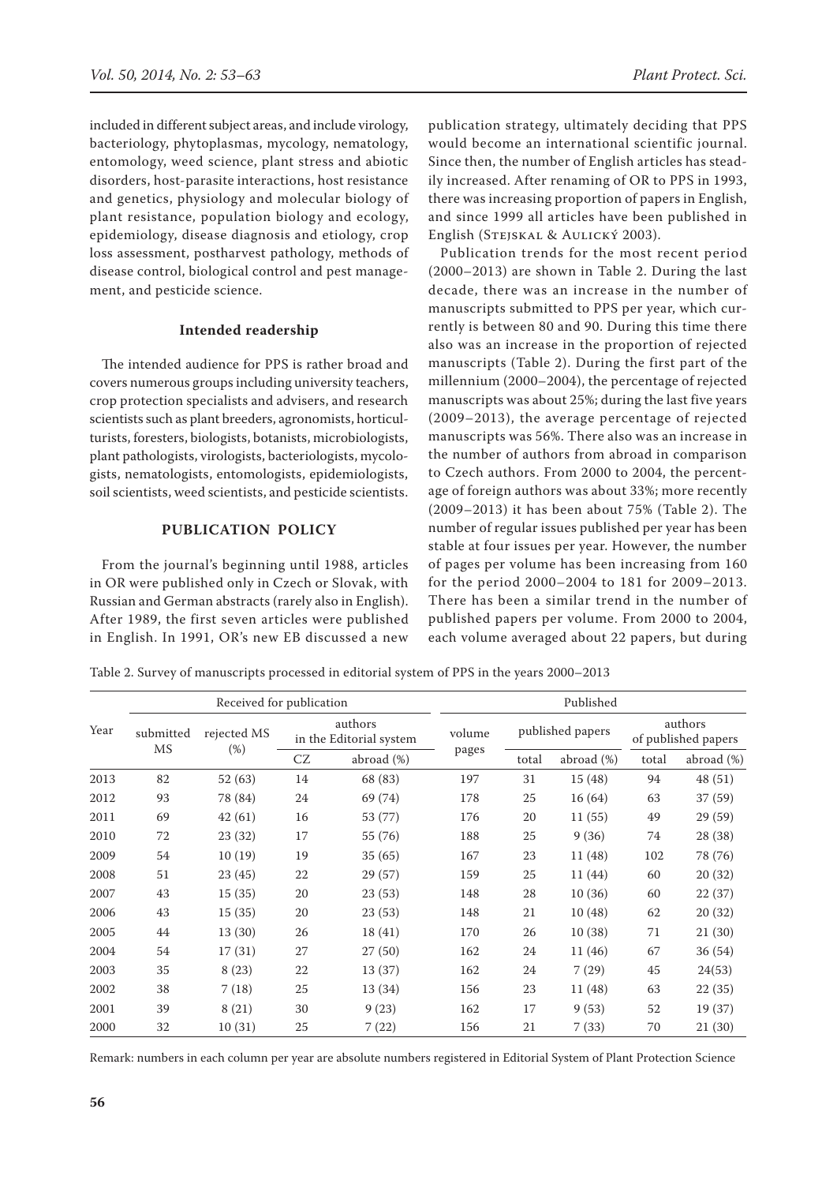included in different subject areas, and include virology, bacteriology, phytoplasmas, mycology, nematology, entomology, weed science, plant stress and abiotic disorders, host-parasite interactions, host resistance and genetics, physiology and molecular biology of plant resistance, population biology and ecology, epidemiology, disease diagnosis and etiology, crop loss assessment, postharvest pathology, methods of disease control, biological control and pest management, and pesticide science.

### Intended readership

The intended audience for PPS is rather broad and covers numerous groups including university teachers, crop protection specialists and advisers, and research scientists such as plant breeders, agronomists, horticulturists, foresters, biologists, botanists, microbiologists, plant pathologists, virologists, bacteriologists, mycologists, nematologists, entomologists, epidemiologists, soil scientists, weed scientists, and pesticide scientists.

## PUBLICATION POLICY

From the journal's beginning until 1988, articles in OR were published only in Czech or Slovak, with Russian and German abstracts (rarely also in English). After 1989, the first seven articles were published in English. In 1991, OR's new EB discussed a new publication strategy, ultimately deciding that PPS would become an international scientific journal. Since then, the number of English articles has steadily increased. After renaming of OR to PPS in 1993, there was increasing proportion of papers in English, and since 1999 all articles have been published in English (Stejskal & Aulický 2003).

Publication trends for the most recent period (2000–2013) are shown in Table 2. During the last decade, there was an increase in the number of manuscripts submitted to PPS per year, which currently is between 80 and 90. During this time there also was an increase in the proportion of rejected manuscripts (Table 2). During the first part of the millennium (2000–2004), the percentage of rejected manuscripts was about 25%; during the last five years (2009–2013), the average percentage of rejected manuscripts was 56%. There also was an increase in the number of authors from abroad in comparison to Czech authors. From 2000 to 2004, the percentage of foreign authors was about 33%; more recently (2009–2013) it has been about 75% (Table 2). The number of regular issues published per year has been stable at four issues per year. However, the number of pages per volume has been increasing from 160 for the period 2000–2004 to 181 for 2009–2013. There has been a similar trend in the number of published papers per volume. From 2000 to 2004, each volume averaged about 22 papers, but during

Table 2. Survey of manuscripts processed in editorial system of PPS in the years 2000–2013

| Year | Received for publication | | | | Published | | | | |
|---|---|---|---|---|---|---|---|---|---|
| | submitted MS | rejected MS (%) | authors in the Editorial system | | volume pages | published papers | | authors of published papers | |
| | | | CZ | abroad (%) | | total | abroad (%) | total | abroad (%) |
| 2013 | 82 | 52 (63) | 14 | 68 (83) | 197 | 31 | 15 (48) | 94 | 48 (51) |
| 2012 | 93 | 78 (84) | 24 | 69 (74) | 178 | 25 | 16 (64) | 63 | 37 (59) |
| 2011 | 69 | 42 (61) | 16 | 53 (77) | 176 | 20 | 11 (55) | 49 | 29 (59) |
| 2010 | 72 | 23 (32) | 17 | 55 (76) | 188 | 25 | 9 (36) | 74 | 28 (38) |
| 2009 | 54 | 10 (19) | 19 | 35 (65) | 167 | 23 | 11 (48) | 102 | 78 (76) |
| 2008 | 51 | 23 (45) | 22 | 29 (57) | 159 | 25 | 11 (44) | 60 | 20 (32) |
| 2007 | 43 | 15 (35) | 20 | 23 (53) | 148 | 28 | 10 (36) | 60 | 22 (37) |
| 2006 | 43 | 15 (35) | 20 | 23 (53) | 148 | 21 | 10 (48) | 62 | 20 (32) |
| 2005 | 44 | 13 (30) | 26 | 18 (41) | 170 | 26 | 10 (38) | 71 | 21 (30) |
| 2004 | 54 | 17 (31) | 27 | 27 (50) | 162 | 24 | 11 (46) | 67 | 36 (54) |
| 2003 | 35 | 8 (23) | 22 | 13 (37) | 162 | 24 | 7 (29) | 45 | 24(53) |
| 2002 | 38 | 7 (18) | 25 | 13 (34) | 156 | 23 | 11 (48) | 63 | 22 (35) |
| 2001 | 39 | 8 (21) | 30 | 9 (23) | 162 | 17 | 9 (53) | 52 | 19 (37) |
| 2000 | 32 | 10 (31) | 25 | 7 (22) | 156 | 21 | 7 (33) | 70 | 21 (30) |

Remark: numbers in each column per year are absolute numbers registered in Editorial System of Plant Protection Science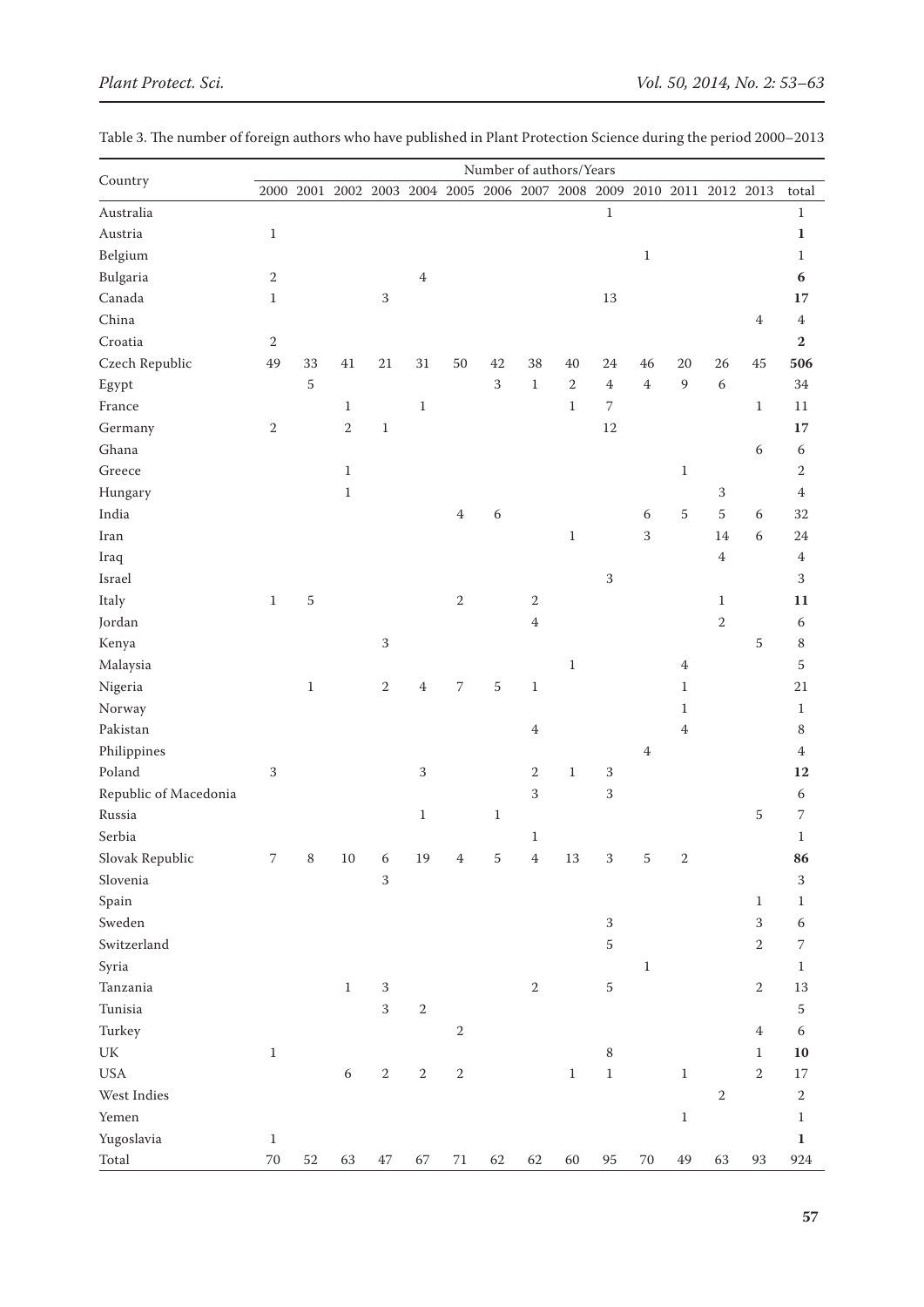Table 3. The number of foreign authors who have published in Plant Protection Science during the period 2000–2013

| Country | Number of authors/Years | | | | | | | | | | | | | | |
|---|---|---|---|---|---|---|---|---|---|---|---|---|---|---|---|
| | 2000 | 2001 | 2002 | 2003 | 2004 | 2005 | 2006 | 2007 | 2008 | 2009 | 2010 | 2011 | 2012 | 2013 | total |
| Australia | | | | | | | | | | 1 | | | | | 1 |
| Austria | 1 | | | | | | | | | | | | | | **1** |
| Belgium | | | | | | | | | | | 1 | | | | 1 |
| Bulgaria | 2 | | | | 4 | | | | | | | | | | **6** |
| Canada | 1 | | | 3 | | | | | | 13 | | | | | **17** |
| China | | | | | | | | | | | | | | 4 | 4 |
| Croatia | 2 | | | | | | | | | | | | | | **2** |
| Czech Republic | 49 | 33 | 41 | 21 | 31 | 50 | 42 | 38 | 40 | 24 | 46 | 20 | 26 | 45 | **506** |
| Egypt | | 5 | | | | | 3 | 1 | 2 | 4 | 4 | 9 | 6 | | 34 |
| France | | | 1 | | 1 | | | | 1 | 7 | | | | 1 | 11 |
| Germany | 2 | | 2 | 1 | | | | | | 12 | | | | | **17** |
| Ghana | | | | | | | | | | | | | | 6 | 6 |
| Greece | | | 1 | | | | | | | | | 1 | | | 2 |
| Hungary | | | 1 | | | | | | | | | | 3 | | 4 |
| India | | | | | | 4 | 6 | | | | 6 | 5 | 5 | 6 | 32 |
| Iran | | | | | | | | | 1 | | 3 | | 14 | 6 | 24 |
| Iraq | | | | | | | | | | | | | 4 | | 4 |
| Israel | | | | | | | | | | 3 | | | | | 3 |
| Italy | 1 | 5 | | | | 2 | | 2 | | | | | 1 | | **11** |
| Jordan | | | | | | | | 4 | | | | | 2 | | 6 |
| Kenya | | | | 3 | | | | | | | | | | 5 | 8 |
| Malaysia | | | | | | | | | 1 | | | 4 | | | 5 |
| Nigeria | | 1 | | 2 | 4 | 7 | 5 | 1 | | | | 1 | | | 21 |
| Norway | | | | | | | | | | | | 1 | | | 1 |
| Pakistan | | | | | | | | 4 | | | | 4 | | | 8 |
| Philippines | | | | | | | | | | | 4 | | | | 4 |
| Poland | 3 | | | | 3 | | | 2 | 1 | 3 | | | | | **12** |
| Republic of Macedonia | | | | | | | | 3 | | 3 | | | | | 6 |
| Russia | | | | | 1 | | 1 | | | | | | | 5 | 7 |
| Serbia | | | | | | | | 1 | | | | | | | 1 |
| Slovak Republic | 7 | 8 | 10 | 6 | 19 | 4 | 5 | 4 | 13 | 3 | 5 | 2 | | | **86** |
| Slovenia | | | | 3 | | | | | | | | | | | 3 |
| Spain | | | | | | | | | | | | | | 1 | 1 |
| Sweden | | | | | | | | | | 3 | | | | 3 | 6 |
| Switzerland | | | | | | | | | | 5 | | | | 2 | 7 |
| Syria | | | | | | | | | | | 1 | | | | 1 |
| Tanzania | | | 1 | 3 | | | | 2 | | 5 | | | | 2 | 13 |
| Tunisia | | | | 3 | 2 | | | | | | | | | | 5 |
| Turkey | | | | | | 2 | | | | | | | | 4 | 6 |
| UK | 1 | | | | | | | | | 8 | | | | 1 | **10** |
| USA | | | 6 | 2 | 2 | 2 | | | 1 | 1 | | 1 | | 2 | 17 |
| West Indies | | | | | | | | | | | | | 2 | | 2 |
| Yemen | | | | | | | | | | | | 1 | | | 1 |
| Yugoslavia | 1 | | | | | | | | | | | | | | **1** |
| Total | 70 | 52 | 63 | 47 | 67 | 71 | 62 | 62 | 60 | 95 | 70 | 49 | 63 | 93 | 924 |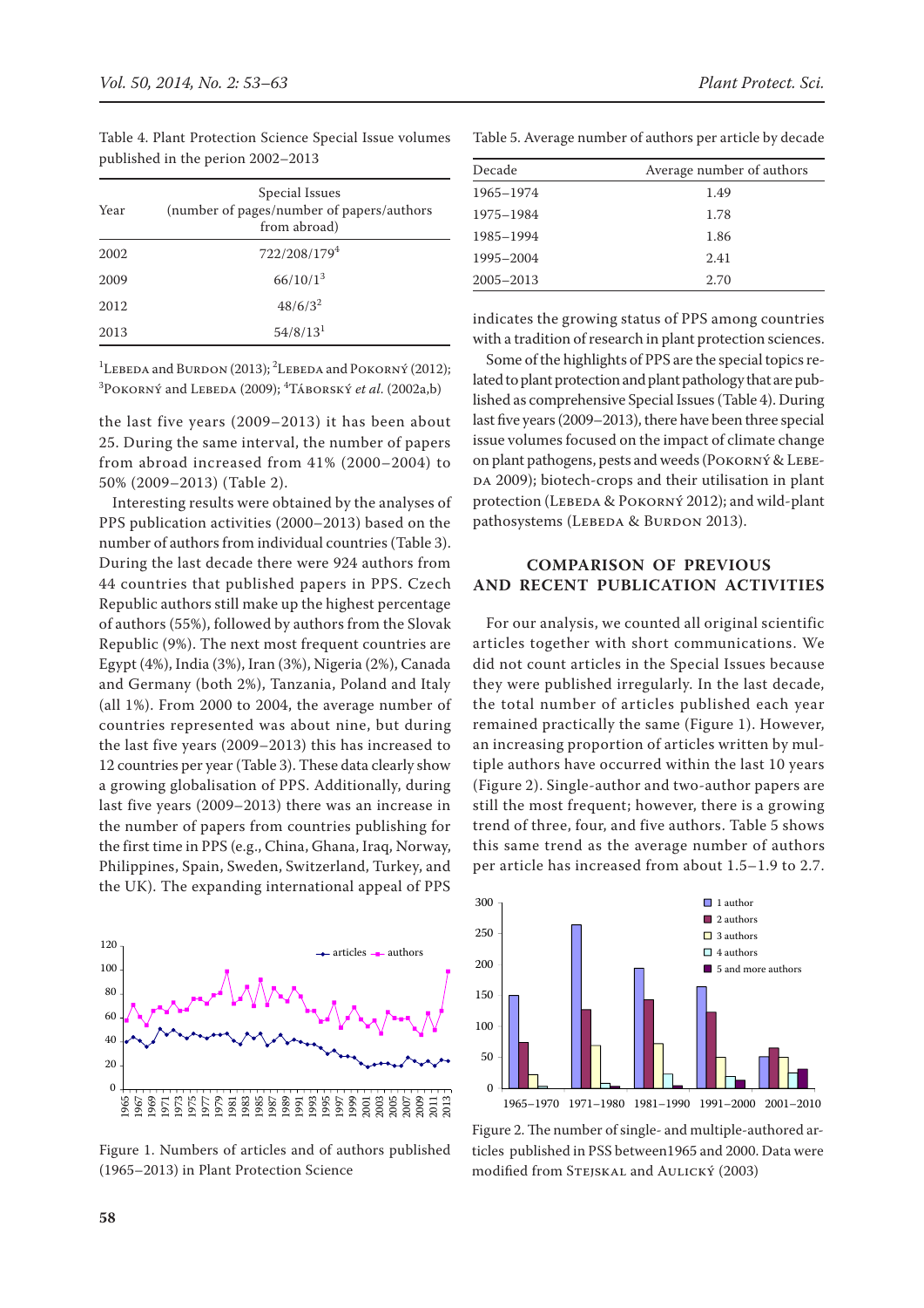Table 4. Plant Protection Science Special Issue volumes published in the perion 2002–2013

| Year | Special Issues (number of pages/number of papers/authors from abroad) |
|---|---|
| 2002 | 722/208/179[4] |
| 2009 | 66/10/1[3] |
| 2012 | 48/6/3[2] |
| 2013 | 54/8/13[1] |

[1]Lebeda and Burdon (2013); [2]Lebeda and Pokorný (2012); [3]Pokorný and Lebeda (2009); [4]Táborský *et al.* (2002a,b)

the last five years (2009–2013) it has been about 25. During the same interval, the number of papers from abroad increased from 41% (2000–2004) to 50% (2009–2013) (Table 2).

Interesting results were obtained by the analyses of PPS publication activities (2000–2013) based on the number of authors from individual countries (Table 3). During the last decade there were 924 authors from 44 countries that published papers in PPS. Czech Republic authors still make up the highest percentage of authors (55%), followed by authors from the Slovak Republic (9%). The next most frequent countries are Egypt (4%), India (3%), Iran (3%), Nigeria (2%), Canada and Germany (both 2%), Tanzania, Poland and Italy (all 1%). From 2000 to 2004, the average number of countries represented was about nine, but during the last five years (2009–2013) this has increased to 12 countries per year (Table 3). These data clearly show a growing globalisation of PPS. Additionally, during last five years (2009–2013) there was an increase in the number of papers from countries publishing for the first time in PPS (e.g., China, Ghana, Iraq, Norway, Philippines, Spain, Sweden, Switzerland, Turkey, and the UK). The expanding international appeal of PPS indicates the growing status of PPS among countries with a tradition of research in plant protection sciences.

Figure 1. Numbers of articles and of authors published (1965–2013) in Plant Protection Science

Table 5. Average number of authors per article by decade

| Decade | Average number of authors |
|---|---|
| 1965–1974 | 1.49 |
| 1975–1984 | 1.78 |
| 1985–1994 | 1.86 |
| 1995–2004 | 2.41 |
| 2005–2013 | 2.70 |

Some of the highlights of PPS are the special topics related to plant protection and plant pathology that are published as comprehensive Special Issues (Table 4). During last five years (2009–2013), there have been three special issue volumes focused on the impact of climate change on plant pathogens, pests and weeds (Pokorný & Lebeda 2009); biotech-crops and their utilisation in plant protection (Lebeda & Pokorný 2012); and wild-plant pathosystems (Lebeda & Burdon 2013).

## COMPARISON OF PREVIOUS AND RECENT PUBLICATION ACTIVITIES

For our analysis, we counted all original scientific articles together with short communications. We did not count articles in the Special Issues because they were published irregularly. In the last decade, the total number of articles published each year remained practically the same (Figure 1). However, an increasing proportion of articles written by multiple authors have occurred within the last 10 years (Figure 2). Single-author and two-author papers are still the most frequent; however, there is a growing trend of three, four, and five authors. Table 5 shows this same trend as the average number of authors per article has increased from about 1.5–1.9 to 2.7.

Figure 2. The number of single- and multiple-authored articles published in PSS between1965 and 2000. Data were modified from Stejskal and Aulický (2003)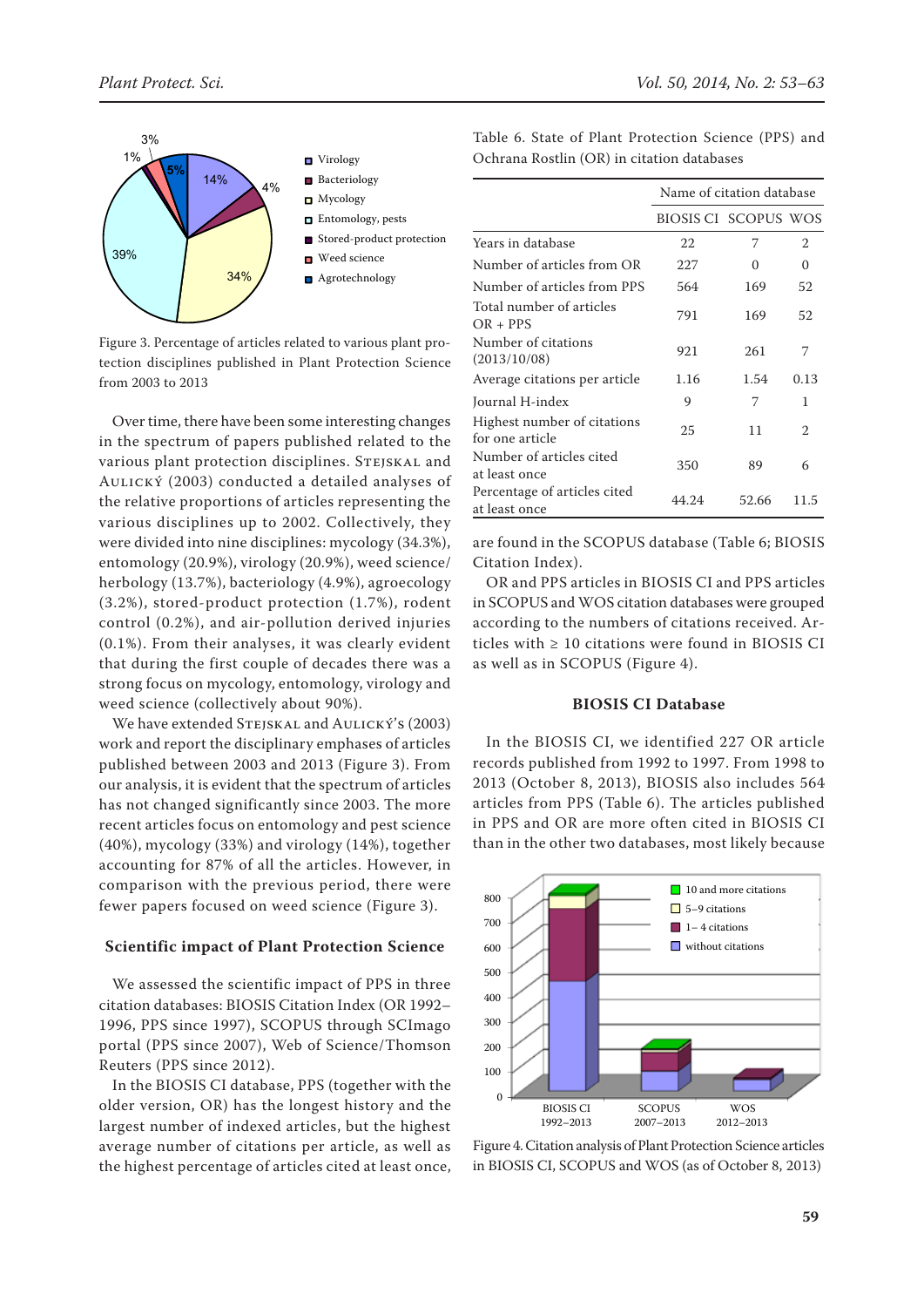Figure 3. Percentage of articles related to various plant protection disciplines published in Plant Protection Science from 2003 to 2013

Over time, there have been some interesting changes in the spectrum of papers published related to the various plant protection disciplines. Stejskal and Aulický (2003) conducted a detailed analyses of the relative proportions of articles representing the various disciplines up to 2002. Collectively, they were divided into nine disciplines: mycology (34.3%), entomology (20.9%), virology (20.9%), weed science/herbology (13.7%), bacteriology (4.9%), agroecology (3.2%), stored-product protection (1.7%), rodent control (0.2%), and air-pollution derived injuries (0.1%). From their analyses, it was clearly evident that during the first couple of decades there was a strong focus on mycology, entomology, virology and weed science (collectively about 90%).

We have extended Stejskal and Aulický's (2003) work and report the disciplinary emphases of articles published between 2003 and 2013 (Figure 3). From our analysis, it is evident that the spectrum of papers has not changed significantly since 2003. The more recent articles focus on entomology and pest science (40%), mycology (33%) and virology (14%), together accounting for 87% of all the articles. However, in comparison with the previous period, there were fewer papers focused on weed science (Figure 3).

## Scientific impact of Plant Protection Science

We assessed the scientific impact of PPS in three citation databases: BIOSIS Citation Index (OR 1992–1996, PPS since 1997), SCOPUS through SCImago portal (PPS since 2007), Web of Science/Thomson Reuters (PPS since 2012).

In the BIOSIS CI database, PPS (together with the older version, OR) has the longest history and the largest number of indexed articles, but the highest average number of citations per article, as well as the highest percentage of articles cited at least once, are found in the SCOPUS database (Table 6; BIOSIS Citation Index).

Table 6. State of Plant Protection Science (PPS) and Ochrana Rostlin (OR) in citation databases

| | Name of citation database | | |
|---|---|---|---|
| | BIOSIS CI | SCOPUS | WOS |
| Years in database | 22 | 7 | 2 |
| Number of articles from OR | 227 | 0 | 0 |
| Number of articles from PPS | 564 | 169 | 52 |
| Total number of articles OR + PPS | 791 | 169 | 52 |
| Number of citations (2013/10/08) | 921 | 261 | 7 |
| Average citations per article | 1.16 | 1.54 | 0.13 |
| Journal H-index | 9 | 7 | 1 |
| Highest number of citations for one article | 25 | 11 | 2 |
| Number of articles cited at least once | 350 | 89 | 6 |
| Percentage of articles cited at least once | 44.24 | 52.66 | 11.5 |

OR and PPS articles in BIOSIS CI and PPS articles in SCOPUS and WOS citation databases were grouped according to the numbers of citations received. Articles with ≥ 10 citations were found in BIOSIS CI as well as in SCOPUS (Figure 4).

### BIOSIS CI Database

In the BIOSIS CI, we identified 227 OR article records published from 1992 to 1997. From 1998 to 2013 (October 8, 2013), BIOSIS also includes 564 articles from PPS (Table 6). The articles published in PPS and OR are more often cited in BIOSIS CI than in the other two databases, most likely because

Figure 4. Citation analysis of Plant Protection Science articles in BIOSIS CI, SCOPUS and WOS (as of October 8, 2013)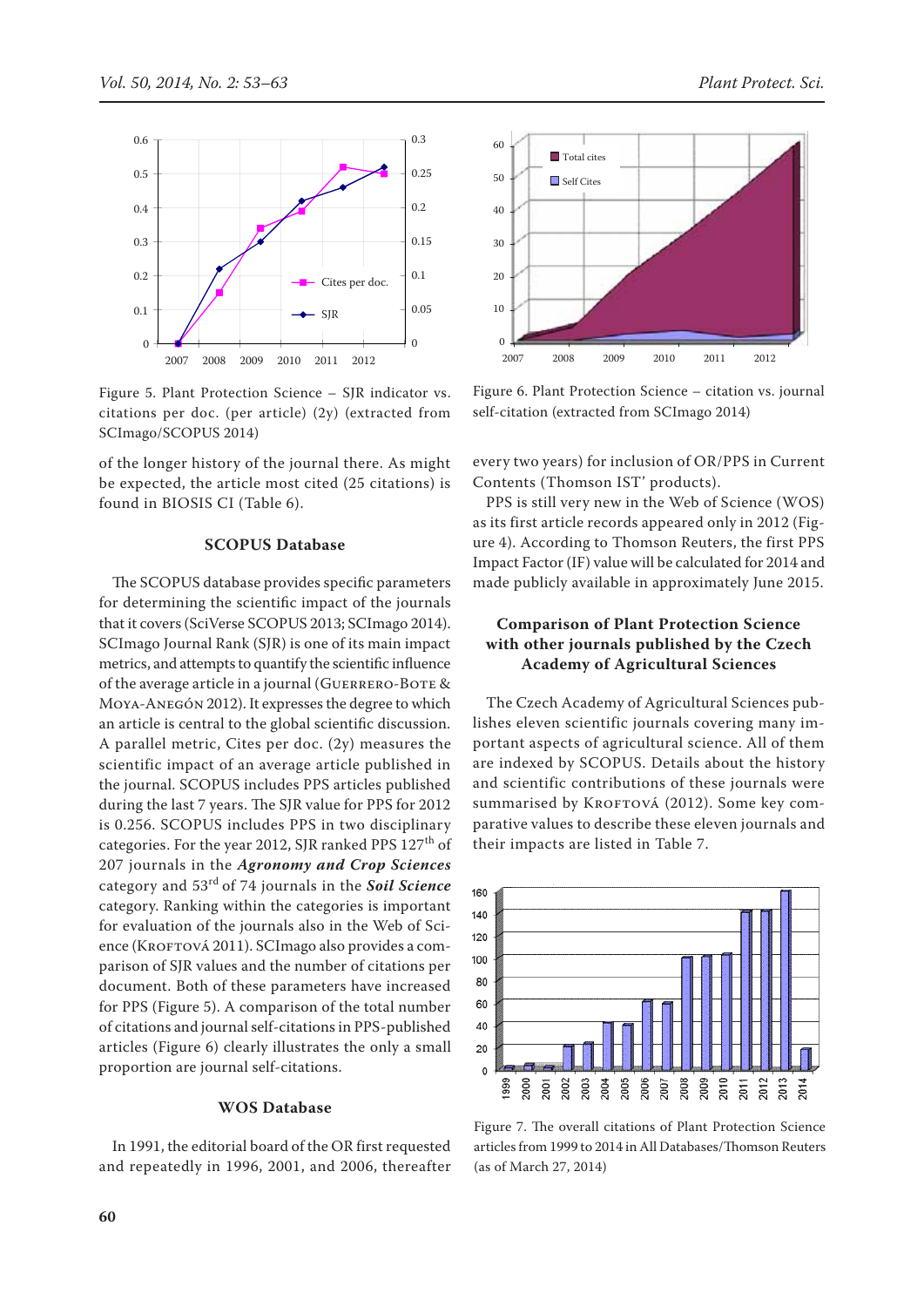Figure 5. Plant Protection Science – SJR indicator vs. citations per doc. (per article) (2y) (extracted from SCImago/SCOPUS 2014)

of the longer history of the journal there. As might be expected, the article most cited (25 citations) is found in BIOSIS CI (Table 6).

### SCOPUS Database

The SCOPUS database provides specific parameters for determining the scientific impact of the journals that it covers (SciVerse SCOPUS 2013; SCImago 2014). SCImago Journal Rank (SJR) is one of its main impact metrics, and attempts to quantify the scientific influence of the average article in a journal (Guerrero-Bote & Moya-Anegón 2012). It expresses the degree to which an article is central to the global scientific discussion. A parallel metric, Cites per doc. (2y) measures the scientific impact of an average article published in the journal. SCOPUS includes PPS articles published during the last 7 years. The SJR value for PPS for 2012 is 0.256. SCOPUS includes PPS in two disciplinary categories. For the year 2012, SJR ranked PPS 127th of 207 journals in the ***Agronomy and Crop Sciences*** category and 53rd of 74 journals in the ***Soil Science*** category. Ranking within the categories is important for evaluation of the journals also in the Web of Science (Kroftová 2011). SCImago also provides a comparison of SJR values and the number of citations per document. Both of these parameters have increased for PPS (Figure 5). A comparison of the total number of citations and journal self-citations in PPS-published articles (Figure 6) clearly illustrates the only a small proportion are journal self-citations.

### WOS Database

In 1991, the editorial board of the OR first requested and repeatedly in 1996, 2001, and 2006, thereafter every two years) for inclusion of OR/PPS in Current Contents (Thomson IST' products).

PPS is still very new in the Web of Science (WOS) as its first article records appeared only in 2012 (Figure 4). According to Thomson Reuters, the first PPS Impact Factor (IF) value will be calculated for 2014 and made publicly available in approximately June 2015.

Figure 6. Plant Protection Science – citation vs. journal self-citation (extracted from SCImago 2014)

### Comparison of Plant Protection Science with other journals published by the Czech Academy of Agricultural Sciences

The Czech Academy of Agricultural Sciences publishes eleven scientific journals covering many important aspects of agricultural science. All of them are indexed by SCOPUS. Details about the history and scientific contributions of these journals were summarised by Kroftová (2012). Some key comparative values to describe these eleven journals and their impacts are listed in Table 7.

Figure 7. The overall citations of Plant Protection Science articles from 1999 to 2014 in All Databases/Thomson Reuters (as of March 27, 2014)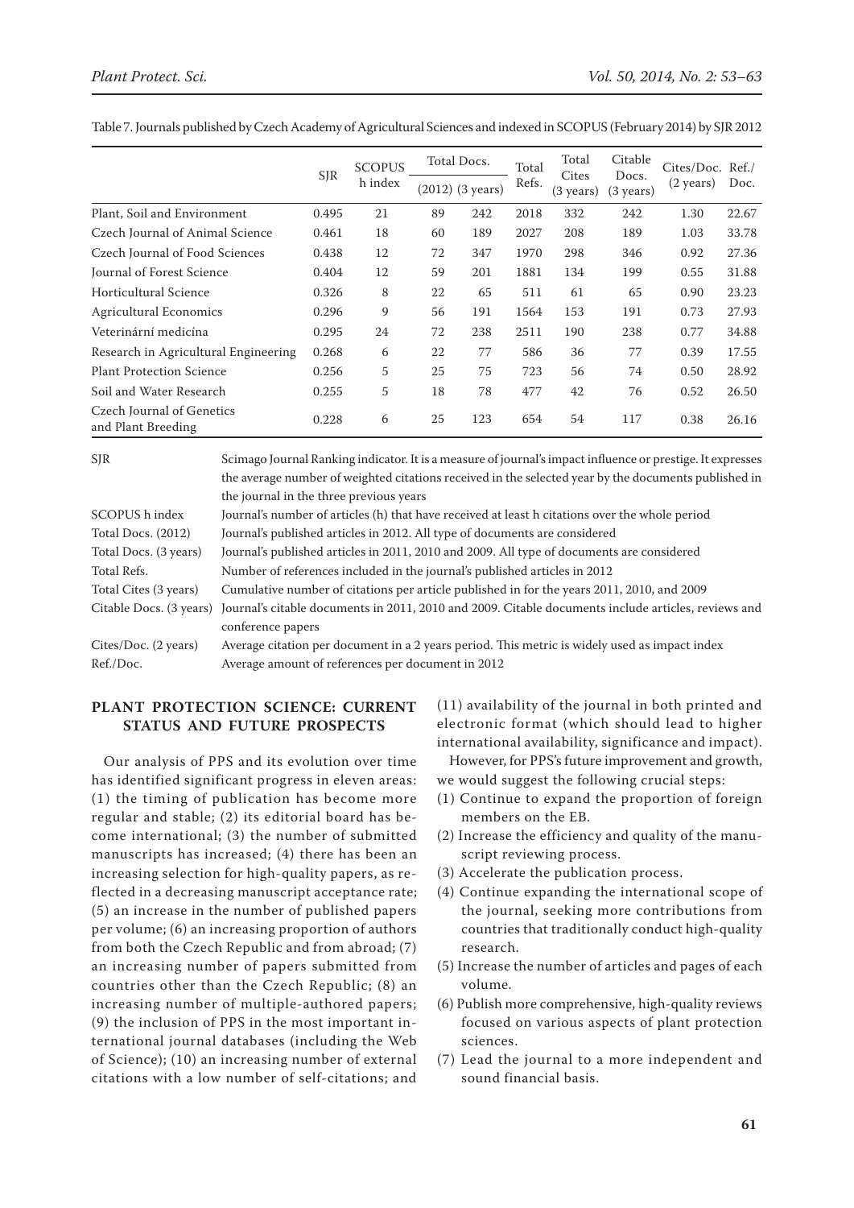Table 7. Journals published by Czech Academy of Agricultural Sciences and indexed in SCOPUS (February 2014) by SJR 2012

| | SJR | SCOPUS h index | Total Docs. (2012) | Total Docs. (3 years) | Total Refs. | Total Cites (3 years) | Citable Docs. (3 years) | Cites/Doc. (2 years) | Ref./Doc. |
|---|---|---|---|---|---|---|---|---|---|
| Plant, Soil and Environment | 0.495 | 21 | 89 | 242 | 2018 | 332 | 242 | 1.30 | 22.67 |
| Czech Journal of Animal Science | 0.461 | 18 | 60 | 189 | 2027 | 208 | 189 | 1.03 | 33.78 |
| Czech Journal of Food Sciences | 0.438 | 12 | 72 | 347 | 1970 | 298 | 346 | 0.92 | 27.36 |
| Journal of Forest Science | 0.404 | 12 | 59 | 201 | 1881 | 134 | 199 | 0.55 | 31.88 |
| Horticultural Science | 0.326 | 8 | 22 | 65 | 511 | 61 | 65 | 0.90 | 23.23 |
| Agricultural Economics | 0.296 | 9 | 56 | 191 | 1564 | 153 | 191 | 0.73 | 27.93 |
| Veterinární medicína | 0.295 | 24 | 72 | 238 | 2511 | 190 | 238 | 0.77 | 34.88 |
| Research in Agricultural Engineering | 0.268 | 6 | 22 | 77 | 586 | 36 | 77 | 0.39 | 17.55 |
| Plant Protection Science | 0.256 | 5 | 25 | 75 | 723 | 56 | 74 | 0.50 | 28.92 |
| Soil and Water Research | 0.255 | 5 | 18 | 78 | 477 | 42 | 76 | 0.52 | 26.50 |
| Czech Journal of Genetics and Plant Breeding | 0.228 | 6 | 25 | 123 | 654 | 54 | 117 | 0.38 | 26.16 |

| | |
|---|---|
| SJR | Scimago Journal Ranking indicator. It is a measure of journal's impact influence or prestige. It expresses the average number of weighted citations received in the selected year by the documents published in the journal in the three previous years |
| SCOPUS h index | Journal's number of articles (h) that have received at least h citations over the whole period |
| Total Docs. (2012) | Journal's published articles in 2012. All type of documents are considered |
| Total Docs. (3 years) | Journal's published articles in 2011, 2010 and 2009. All type of documents are considered |
| Total Refs. | Number of references included in the journal's published articles in 2012 |
| Total Cites (3 years) | Cumulative number of citations per article published in for the years 2011, 2010, and 2009 |
| Citable Docs. (3 years) | Journal's citable documents in 2011, 2010 and 2009. Citable documents include articles, reviews and conference papers |
| Cites/Doc. (2 years) | Average citation per document in a 2 years period. This metric is widely used as impact index |
| Ref./Doc. | Average amount of references per document in 2012 |

## PLANT PROTECTION SCIENCE: CURRENT STATUS AND FUTURE PROSPECTS

Our analysis of PPS and its evolution over time has identified significant progress in eleven areas: (1) the timing of publication has become more regular and stable; (2) its editorial board has become international; (3) the number of submitted manuscripts has increased; (4) there has been an increasing selection for high-quality papers, as reflected in a decreasing manuscript acceptance rate; (5) an increase in the number of published papers per volume; (6) an increasing proportion of authors from both the Czech Republic and from abroad; (7) an increasing number of papers submitted from countries other than the Czech Republic; (8) an increasing number of multiple-authored papers; (9) the inclusion of PPS in the most important international journal databases (including the Web of Science); (10) an increasing number of external citations with a low number of self-citations; and (11) availability of the journal in both printed and electronic format (which should lead to higher international availability, significance and impact).

However, for PPS's future improvement and growth, we would suggest the following crucial steps:

(1) Continue to expand the proportion of foreign members on the EB.
(2) Increase the efficiency and quality of the manuscript reviewing process.
(3) Accelerate the publication process.
(4) Continue expanding the international scope of the journal, seeking more contributions from countries that traditionally conduct high-quality research.
(5) Increase the number of articles and pages of each volume.
(6) Publish more comprehensive, high-quality reviews focused on various aspects of plant protection sciences.
(7) Lead the journal to a more independent and sound financial basis.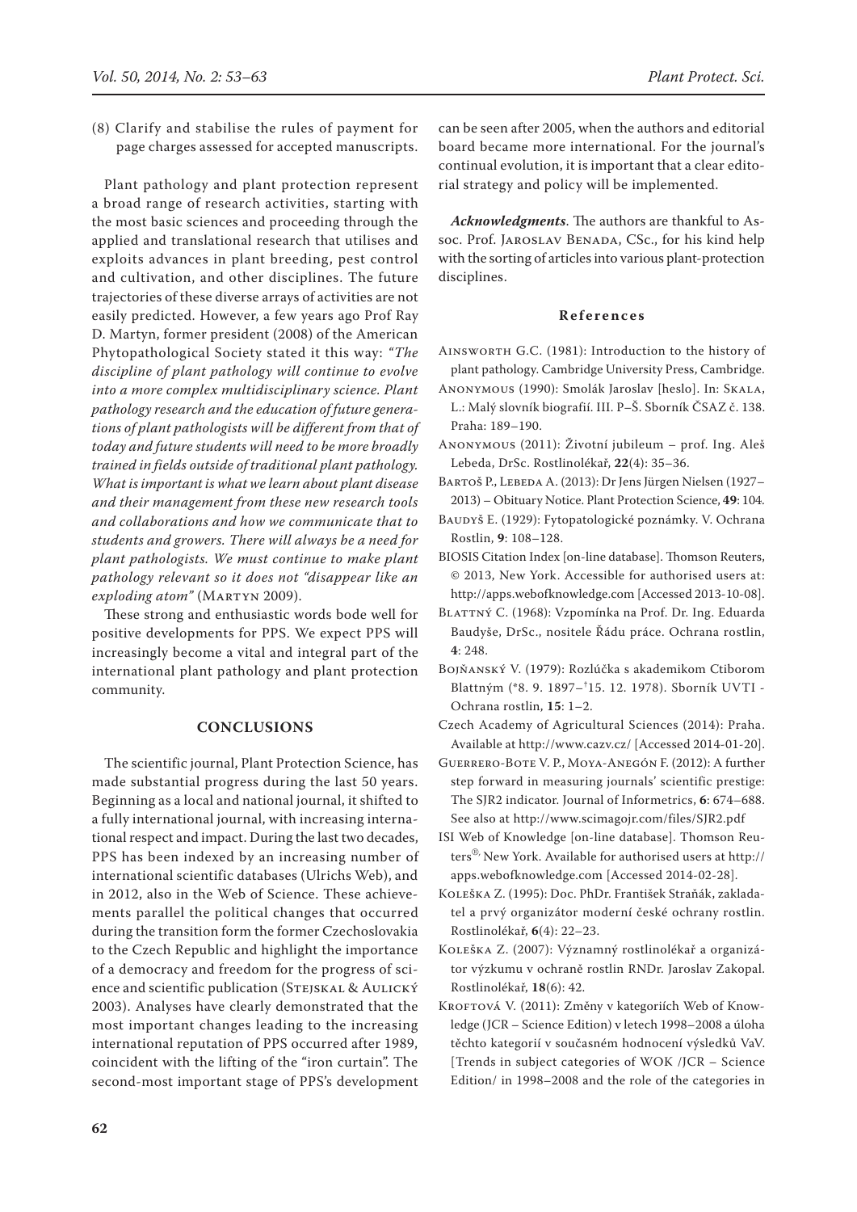(8) Clarify and stabilise the rules of payment for page charges assessed for accepted manuscripts.

Plant pathology and plant protection represent a broad range of research activities, starting with the most basic sciences and proceeding through the applied and translational research that utilises and exploits advances in plant breeding, pest control and cultivation, and other disciplines. The future trajectories of these diverse arrays of activities are not easily predicted. However, a few years ago Prof Ray D. Martyn, former president (2008) of the American Phytopathological Society stated it this way: *"The discipline of plant pathology will continue to evolve into a more complex multidisciplinary science. Plant pathology research and the education of future generations of plant pathologists will be different from that of today and future students will need to be more broadly trained in fields outside of traditional plant pathology. What is important is what we learn about plant disease and their management from these new research tools and collaborations and how we communicate that to students and growers. There will always be a need for plant pathologists. We must continue to make plant pathology relevant so it does not "disappear like an exploding atom"* (Martyn 2009).

These strong and enthusiastic words bode well for positive developments for PPS. We expect PPS will increasingly become a vital and integral part of the international plant pathology and plant protection community.

## CONCLUSIONS

The scientific journal, Plant Protection Science, has made substantial progress during the last 50 years. Beginning as a local and national journal, it shifted to a fully international journal, with increasing international respect and impact. During the last two decades, PPS has been indexed by an increasing number of international scientific databases (Ulrichs Web), and in 2012, also in the Web of Science. These achievements parallel the political changes that occurred during the transition form the former Czechoslovakia to the Czech Republic and highlight the importance of a democracy and freedom for the progress of science and scientific publication (Stejskal & Aulický 2003). Analyses have clearly demonstrated that the most important changes leading to the increasing international reputation of PPS occurred after 1989, coincident with the lifting of the "iron curtain". The second-most important stage of PPS's development can be seen after 2005, when the authors and editorial board became more international. For the journal's continual evolution, it is important that a clear editorial strategy and policy will be implemented.

***Acknowledgments***. The authors are thankful to Assoc. Prof. Jaroslav Benada, CSc., for his kind help with the sorting of articles into various plant-protection disciplines.

### References

Ainsworth G.C. (1981): Introduction to the history of plant pathology. Cambridge University Press, Cambridge.

Anonymous (1990): Smolák Jaroslav [heslo]. In: Skala, L.: Malý slovník biografií. III. P–Š. Sborník ČSAZ č. 138. Praha: 189–190.

Anonymous (2011): Životní jubileum – prof. Ing. Aleš Lebeda, DrSc. Rostlinolékař, **22**(4): 35–36.

Bartoš P., Lebeda A. (2013): Dr Jens Jürgen Nielsen (1927–2013) – Obituary Notice. Plant Protection Science, **49**: 104.

Baudyš E. (1929): Fytopatologické poznámky. V. Ochrana Rostlin, **9**: 108–128.

BIOSIS Citation Index [on-line database]. Thomson Reuters, © 2013, New York. Accessible for authorised users at: http://apps.webofknowledge.com [Accessed 2013-10-08].

Blattný C. (1968): Vzpomínka na Prof. Dr. Ing. Eduarda Baudyše, DrSc., nositele Řádu práce. Ochrana rostlin, **4**: 248.

Bojňanský V. (1979): Rozlúčka s akademikom Ctiborom Blattným (*8. 9. 1897–†15. 12. 1978). Sborník UVTI - Ochrana rostlin, **15**: 1–2.

Czech Academy of Agricultural Sciences (2014): Praha. Available at http://www.cazv.cz/ [Accessed 2014-01-20].

Guerrero-Bote V. P., Moya-Anegón F. (2012): A further step forward in measuring journals' scientific prestige: The SJR2 indicator. Journal of Informetrics, **6**: 674–688. See also at http://www.scimagojr.com/files/SJR2.pdf

ISI Web of Knowledge [on-line database]. Thomson Reuters®, New York. Available for authorised users at http://apps.webofknowledge.com [Accessed 2014-02-28].

Koleška Z. (1995): Doc. PhDr. František Straňák, zakladatel a prvý organizátor moderní české ochrany rostlin. Rostlinolékař, **6**(4): 22–23.

Koleška Z. (2007): Významný rostlinolékař a organizátor výzkumu v ochraně rostlin RNDr. Jaroslav Zakopal. Rostlinolékař, **18**(6): 42.

Kroftová V. (2011): Změny v kategoriích Web of Knowledge (JCR – Science Edition) v letech 1998–2008 a úloha těchto kategorií v současném hodnocení výsledků VaV. [Trends in subject categories of WOK /JCR – Science Edition/ in 1998–2008 and the role of the categories in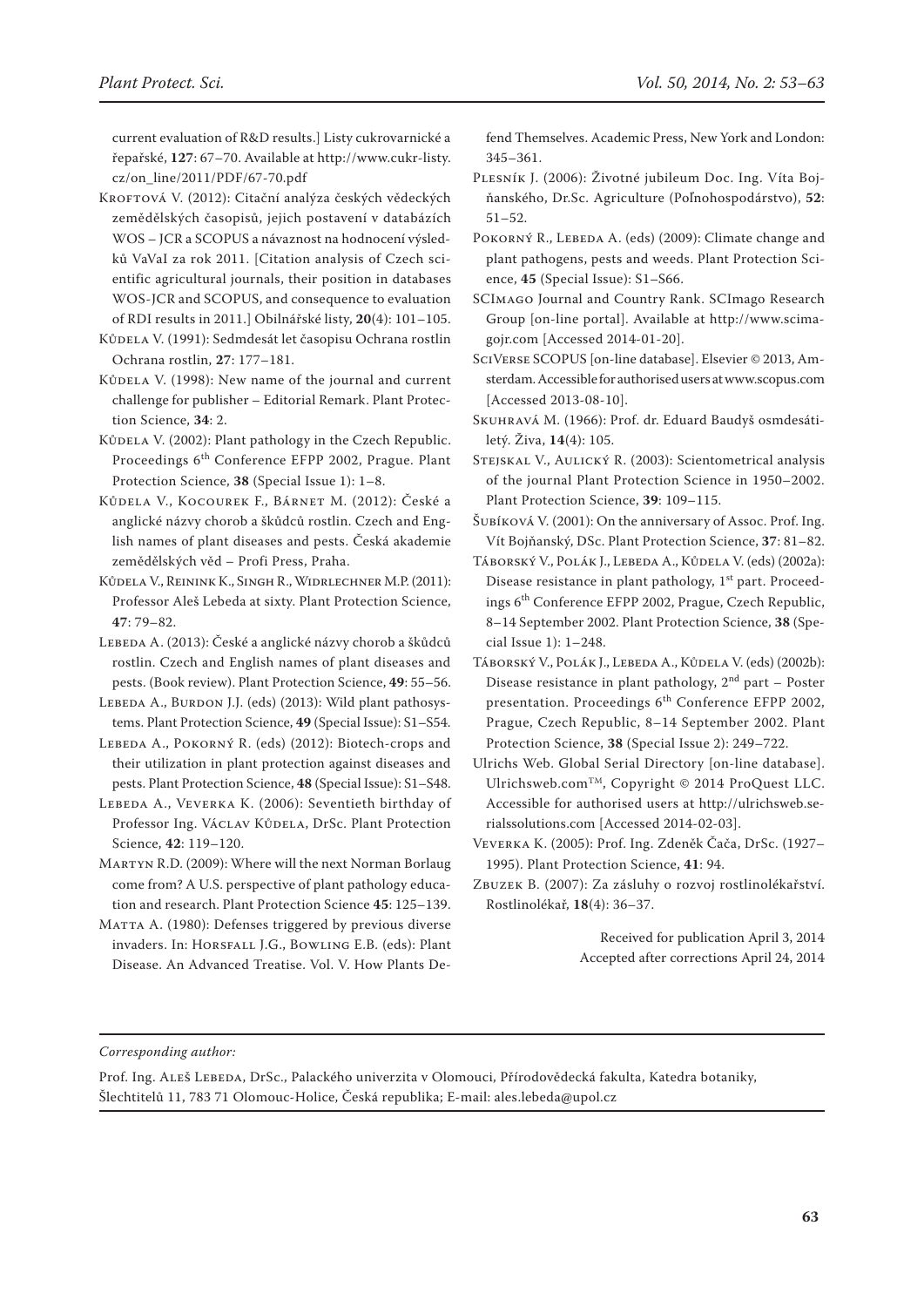current evaluation of R&D results.] Listy cukrovarnické a řepařské, **127**: 67–70. Available at http://www.cukr-listy.cz/on_line/2011/PDF/67-70.pdf

Kroftová V. (2012): Citační analýza českých vědeckých zemědělských časopisů, jejich postavení v databázích WOS – JCR a SCOPUS a návaznost na hodnocení výsledků VaVaI za rok 2011. [Citation analysis of Czech scientific agricultural journals, their position in databases WOS-JCR and SCOPUS, and consequence to evaluation of RDI results in 2011.] Obilnářské listy, **20**(4): 101–105.

Kůdela V. (1991): Sedmdesát let časopisu Ochrana rostlin Ochrana rostlin, **27**: 177–181.

Kůdela V. (1998): New name of the journal and current challenge for publisher – Editorial Remark. Plant Protection Science, **34**: 2.

Kůdela V. (2002): Plant pathology in the Czech Republic. Proceedings 6th Conference EFPP 2002, Prague. Plant Protection Science, **38** (Special Issue 1): 1–8.

Kůdela V., Kocourek F., Bárnet M. (2012): České a anglické názvy chorob a škůdců rostlin. Czech and English names of plant diseases and pests. Česká akademie zemědělských věd – Profi Press, Praha.

Kůdela V., Reinink K., Singh R., Widrlechner M.P. (2011): Professor Aleš Lebeda at sixty. Plant Protection Science, **47**: 79–82.

Lebeda A. (2013): České a anglické názvy chorob a škůdců rostlin. Czech and English names of plant diseases and pests. (Book review). Plant Protection Science, **49**: 55–56.

Lebeda A., Burdon J.J. (eds) (2013): Wild plant pathosystems. Plant Protection Science, **49** (Special Issue): S1–S54.

Lebeda A., Pokorný R. (eds) (2012): Biotech-crops and their utilization in plant protection against diseases and pests. Plant Protection Science, **48** (Special Issue): S1–S48.

Lebeda A., Veverka K. (2006): Seventieth birthday of Professor Ing. Václav Kůdela, DrSc. Plant Protection Science, **42**: 119–120.

Martyn R.D. (2009): Where will the next Norman Borlaug come from? A U.S. perspective of plant pathology education and research. Plant Protection Science **45**: 125–139.

Matta A. (1980): Defenses triggered by previous diverse invaders. In: Horsfall J.G., Bowling E.B. (eds): Plant Disease. An Advanced Treatise. Vol. V. How Plants Defend Themselves. Academic Press, New York and London: 345–361.

Plesník J. (2006): Životné jubileum Doc. Ing. Víta Bojňanského, Dr.Sc. Agriculture (Poľnohospodárstvo), **52**: 51–52.

Pokorný R., Lebeda A. (eds) (2009): Climate change and plant pathogens, pests and weeds. Plant Protection Science, **45** (Special Issue): S1–S66.

SCImago Journal and Country Rank. SCImago Research Group [on-line portal]. Available at http://www.scimagojr.com [Accessed 2014-01-20].

SciVerse SCOPUS [on-line database]. Elsevier © 2013, Amsterdam. Accessible for authorised users at www.scopus.com [Accessed 2013-08-10].

Skuhravá M. (1966): Prof. dr. Eduard Baudyš osmdesátiletý. Živa, **14**(4): 105.

Stejskal V., Aulický R. (2003): Scientometrical analysis of the journal Plant Protection Science in 1950–2002. Plant Protection Science, **39**: 109–115.

Šubíková V. (2001): On the anniversary of Assoc. Prof. Ing. Vít Bojňanský, DSc. Plant Protection Science, **37**: 81–82.

Táborský V., Polák J., Lebeda A., Kůdela V. (eds) (2002a): Disease resistance in plant pathology, 1st part. Proceedings 6th Conference EFPP 2002, Prague, Czech Republic, 8–14 September 2002. Plant Protection Science, **38** (Special Issue 1): 1–248.

Táborský V., Polák J., Lebeda A., Kůdela V. (eds) (2002b): Disease resistance in plant pathology, 2nd part – Poster presentation. Proceedings 6th Conference EFPP 2002, Prague, Czech Republic, 8–14 September 2002. Plant Protection Science, **38** (Special Issue 2): 249–722.

Ulrichs Web. Global Serial Directory [on-line database]. Ulrichsweb.com™, Copyright © 2014 ProQuest LLC. Accessible for authorised users at http://ulrichsweb.serialssolutions.com [Accessed 2014-02-03].

Veverka K. (2005): Prof. Ing. Zdeněk Čača, DrSc. (1927–1995). Plant Protection Science, **41**: 94.

Zbuzek B. (2007): Za zásluhy o rozvoj rostlinolékařství. Rostlinolékař, **18**(4): 36–37.

Received for publication April 3, 2014
Accepted after corrections April 24, 2014

*Corresponding author:*

Prof. Ing. Aleš Lebeda, DrSc., Palackého univerzita v Olomouci, Přírodovědecká fakulta, Katedra botaniky, Šlechtitelů 11, 783 71 Olomouc-Holice, Česká republika; E-mail: ales.lebeda@upol.cz